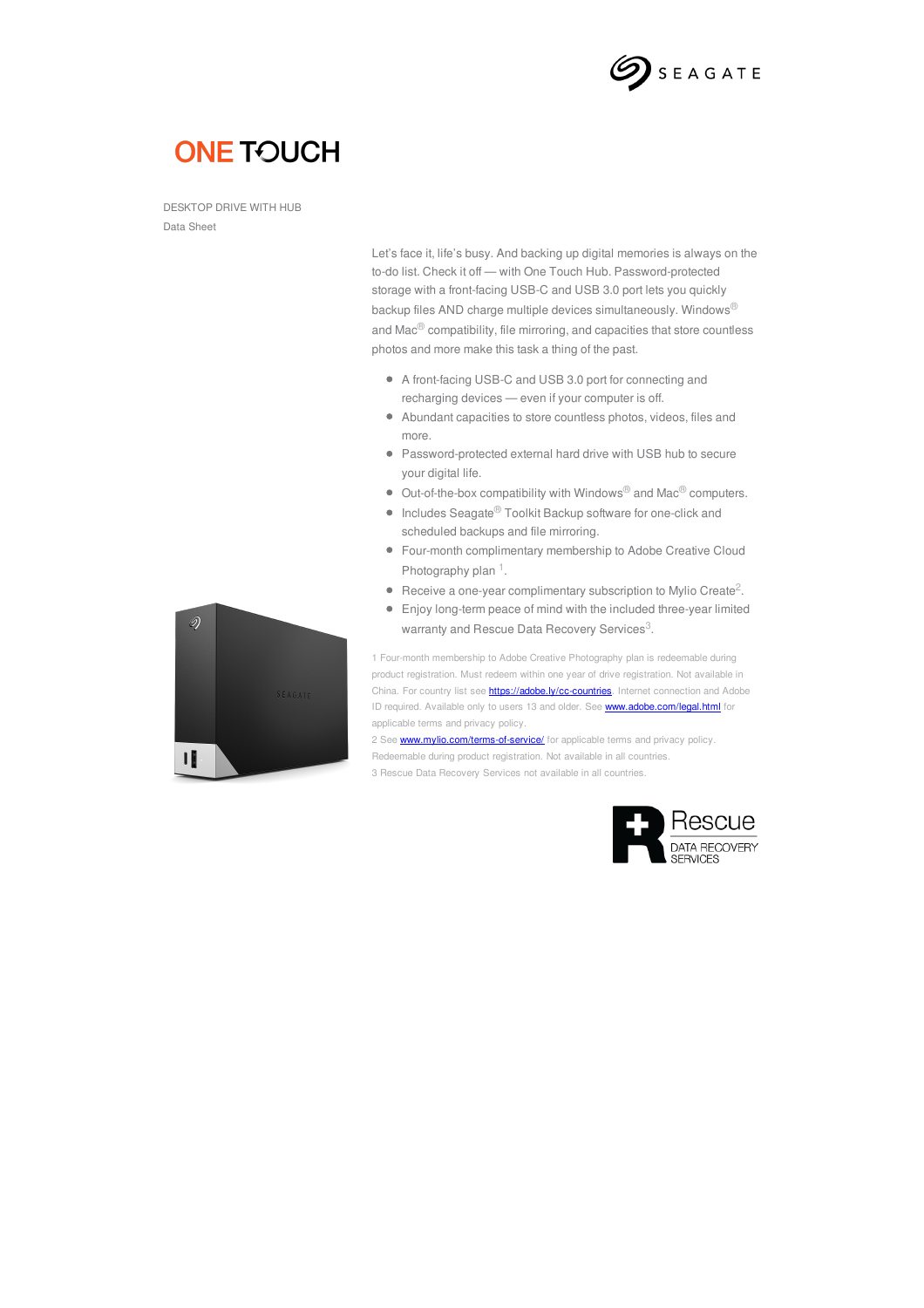# ONE TOUCH

DESKTOP DRIVE WITH HUB

Data Sheet

Let's face it, life's busy. And backing up digital memories is always on the to-do list. Check it off — with One Touch Hub. Password-protected storage with a front-facing USB-C and USB 3.0 port lets you quickly backup files AND charge multiple devices simultaneously. Windows® and Mac® compatibility, file mirroring, and capacities that store countless photos and more make this task a thing of the past.

- A front-facing USB-C and USB 3.0 port for connecting and recharging devices — even if your computer is off.
- Abundant capacities to store countless photos, videos, files and more.
- Password-protected external hard drive with USB hub to secure your digital life.
- Out-of-the-box compatibility with Windows® and Mac® computers.
- Includes Seagate® Toolkit Backup software for one-click and scheduled backups and file mirroring.
- Four-month complimentary membership to Adobe Creative Cloud Photography plan [1].
- Receive a one-year complimentary subscription to Mylio Create[2].
- Enjoy long-term peace of mind with the included three-year limited warranty and Rescue Data Recovery Services[3].

1 Four-month membership to Adobe Creative Photography plan is redeemable during product registration. Must redeem within one year of drive registration. Not available in China. For country list see https://adobe.ly/cc-countries. Internet connection and Adobe ID required. Available only to users 13 and older. See www.adobe.com/legal.html for applicable terms and privacy policy.

2 See www.mylio.com/terms-of-service/ for applicable terms and privacy policy. Redeemable during product registration. Not available in all countries.

3 Rescue Data Recovery Services not available in all countries.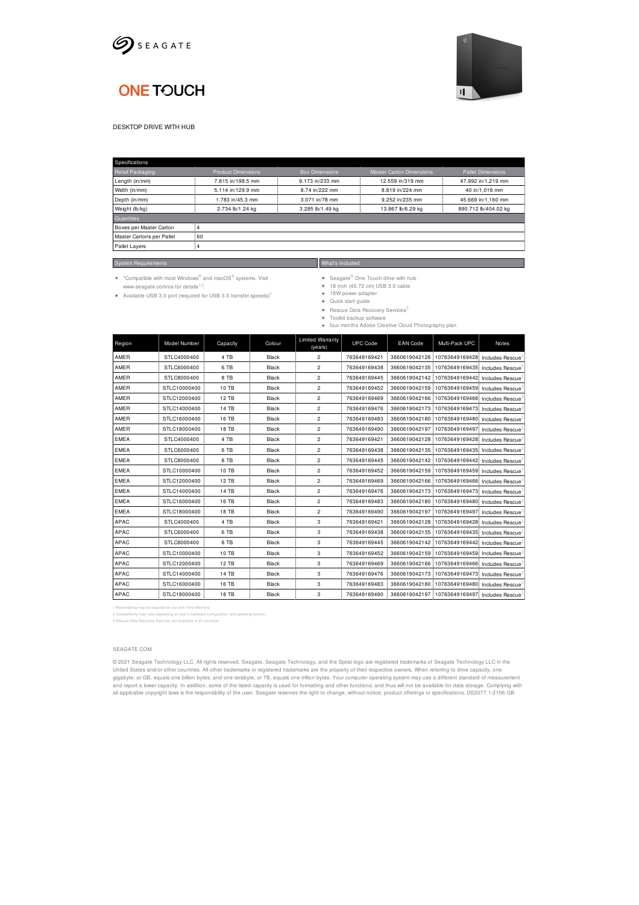SEAGATE

# ONE TOUCH

DESKTOP DRIVE WITH HUB

| Specifications | | | | |
|---|---|---|---|---|
| Retail Packaging | Product Dimensions | Box Dimensions | Master Carton Dimensions | Pallet Dimensions |
| Length (in/mm) | 7.815 in/198.5 mm | 9.173 in/233 mm | 12.559 in/319 mm | 47.992 in/1,219 mm |
| Width (in/mm) | 5.114 in/129.9 mm | 8.74 in/222 mm | 8.819 in/224 mm | 40 in/1,016 mm |
| Depth (in/mm) | 1.783 in/45.3 mm | 3.071 in/78 mm | 9.252 in/235 mm | 45.669 in/1,160 mm |
| Weight (lb/kg) | 2.734 lb/1.24 kg | 3.285 lb/1.49 kg | 13.867 lb/6.29 kg | 890.712 lb/404.02 kg |
| Quantities | | | | |
| Boxes per Master Carton | 4 | | | |
| Master Cartons per Pallet | 60 | | | |
| Pallet Layers | 4 | | | |

## System Requirements

- *Compatible with most Windows® and macOS® systems. Visit www.seagate.com/os for details[1,2].
- Available USB 3.0 port (required for USB 3.0 transfer speeds)[2]

## What's Included

- Seagate® One Touch drive with hub
- 18 inch (45.72 cm) USB 3.0 cable
- 18W power adapter
- Quick start guide
- Rescue Data Recovery Services[3]
- Toolkit backup software
- four months Adobe Creative Cloud Photography plan

| Region | Model Number | Capacity | Colour | Limited Warranty (years) | UPC Code | EAN Code | Multi-Pack UPC | Notes |
|---|---|---|---|---|---|---|---|---|
| AMER | STLC4000400 | 4 TB | Black | 2 | 763649169421 | 3660619042128 | 10763649169428 | Includes Rescue[3] |
| AMER | STLC6000400 | 6 TB | Black | 2 | 763649169438 | 3660619042135 | 10763649169435 | Includes Rescue[3] |
| AMER | STLC8000400 | 8 TB | Black | 2 | 763649169445 | 3660619042142 | 10763649169442 | Includes Rescue[3] |
| AMER | STLC10000400 | 10 TB | Black | 2 | 763649169452 | 3660619042159 | 10763649169459 | Includes Rescue[3] |
| AMER | STLC12000400 | 12 TB | Black | 2 | 763649169469 | 3660619042166 | 10763649169466 | Includes Rescue[3] |
| AMER | STLC14000400 | 14 TB | Black | 2 | 763649169476 | 3660619042173 | 10763649169473 | Includes Rescue[3] |
| AMER | STLC16000400 | 16 TB | Black | 2 | 763649169483 | 3660619042180 | 10763649169480 | Includes Rescue[3] |
| AMER | STLC18000400 | 18 TB | Black | 2 | 763649169490 | 3660619042197 | 10763649169497 | Includes Rescue[3] |
| EMEA | STLC4000400 | 4 TB | Black | 2 | 763649169421 | 3660619042128 | 10763649169428 | Includes Rescue[3] |
| EMEA | STLC6000400 | 6 TB | Black | 2 | 763649169438 | 3660619042135 | 10763649169435 | Includes Rescue[3] |
| EMEA | STLC8000400 | 8 TB | Black | 2 | 763649169445 | 3660619042142 | 10763649169442 | Includes Rescue[3] |
| EMEA | STLC10000400 | 10 TB | Black | 2 | 763649169452 | 3660619042159 | 10763649169459 | Includes Rescue[3] |
| EMEA | STLC12000400 | 12 TB | Black | 2 | 763649169469 | 3660619042166 | 10763649169466 | Includes Rescue[3] |
| EMEA | STLC14000400 | 14 TB | Black | 2 | 763649169476 | 3660619042173 | 10763649169473 | Includes Rescue[3] |
| EMEA | STLC16000400 | 16 TB | Black | 2 | 763649169483 | 3660619042180 | 10763649169480 | Includes Rescue[3] |
| EMEA | STLC18000400 | 18 TB | Black | 2 | 763649169490 | 3660619042197 | 10763649169497 | Includes Rescue[3] |
| APAC | STLC4000400 | 4 TB | Black | 3 | 763649169421 | 3660619042128 | 10763649169428 | Includes Rescue[3] |
| APAC | STLC6000400 | 6 TB | Black | 3 | 763649169438 | 3660619042135 | 10763649169435 | Includes Rescue[3] |
| APAC | STLC8000400 | 8 TB | Black | 3 | 763649169445 | 3660619042142 | 10763649169442 | Includes Rescue[3] |
| APAC | STLC10000400 | 10 TB | Black | 3 | 763649169452 | 3660619042159 | 10763649169459 | Includes Rescue[3] |
| APAC | STLC12000400 | 12 TB | Black | 3 | 763649169469 | 3660619042166 | 10763649169466 | Includes Rescue[3] |
| APAC | STLC14000400 | 14 TB | Black | 3 | 763649169476 | 3660619042173 | 10763649169473 | Includes Rescue[3] |
| APAC | STLC16000400 | 16 TB | Black | 3 | 763649169483 | 3660619042180 | 10763649169480 | Includes Rescue[3] |
| APAC | STLC18000400 | 18 TB | Black | 3 | 763649169490 | 3660619042197 | 10763649169497 | Includes Rescue[3] |

1 Reformatting may be required for use with Time Machine.
2 Compatibility may vary depending on user's hardware configuration and operating system.
3 Rescue Data Recovery Services not available in all countries.

SEAGATE.COM

© 2021 Seagate Technology LLC. All rights reserved. Seagate, Seagate Technology, and the Spiral logo are registered trademarks of Seagate Technology LLC in the United States and/or other countries. All other trademarks or registered trademarks are the property of their respective owners. When referring to drive capacity, one gigabyte, or GB, equals one billion bytes; and one terabyte, or TB, equals one trillion bytes. Your computer operating system may use a different standard of measurement and report a lower capacity. In addition, some of the listed capacity is used for formatting and other functions, and thus will not be available for data storage. Complying with all applicable copyright laws is the responsibility of the user. Seagate reserves the right to change, without notice, product offerings or specifications. DS2077.1-2106 GB